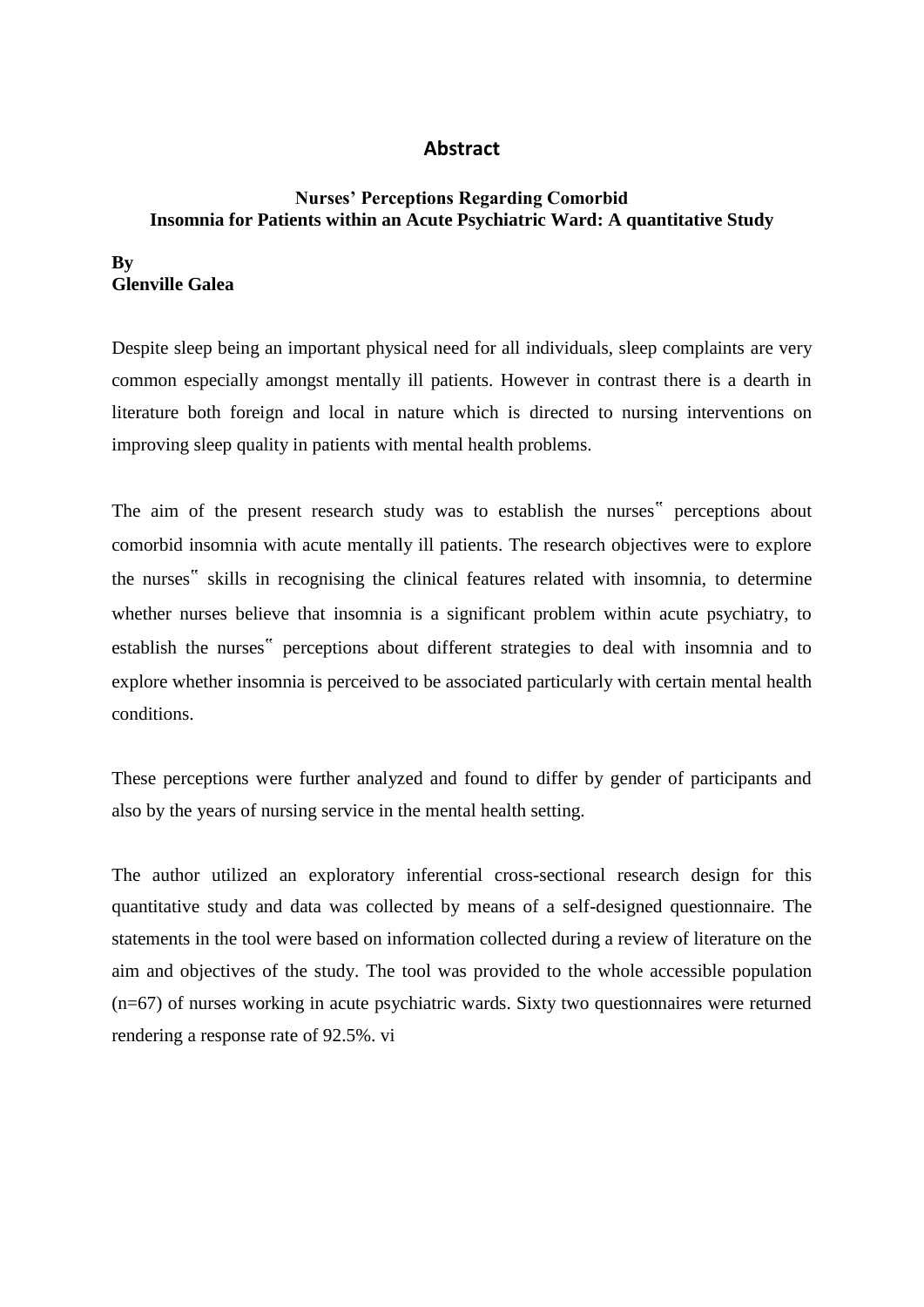# Abstract

**Nurses' Perceptions Regarding Comorbid Insomnia for Patients within an Acute Psychiatric Ward: A quantitative Study**

**By**
**Glenville Galea**

Despite sleep being an important physical need for all individuals, sleep complaints are very common especially amongst mentally ill patients. However in contrast there is a dearth in literature both foreign and local in nature which is directed to nursing interventions on improving sleep quality in patients with mental health problems.

The aim of the present research study was to establish the nurses‟ perceptions about comorbid insomnia with acute mentally ill patients. The research objectives were to explore the nurses‟ skills in recognising the clinical features related with insomnia, to determine whether nurses believe that insomnia is a significant problem within acute psychiatry, to establish the nurses‟ perceptions about different strategies to deal with insomnia and to explore whether insomnia is perceived to be associated particularly with certain mental health conditions.

These perceptions were further analyzed and found to differ by gender of participants and also by the years of nursing service in the mental health setting.

The author utilized an exploratory inferential cross-sectional research design for this quantitative study and data was collected by means of a self-designed questionnaire. The statements in the tool were based on information collected during a review of literature on the aim and objectives of the study. The tool was provided to the whole accessible population (n=67) of nurses working in acute psychiatric wards. Sixty two questionnaires were returned rendering a response rate of 92.5%.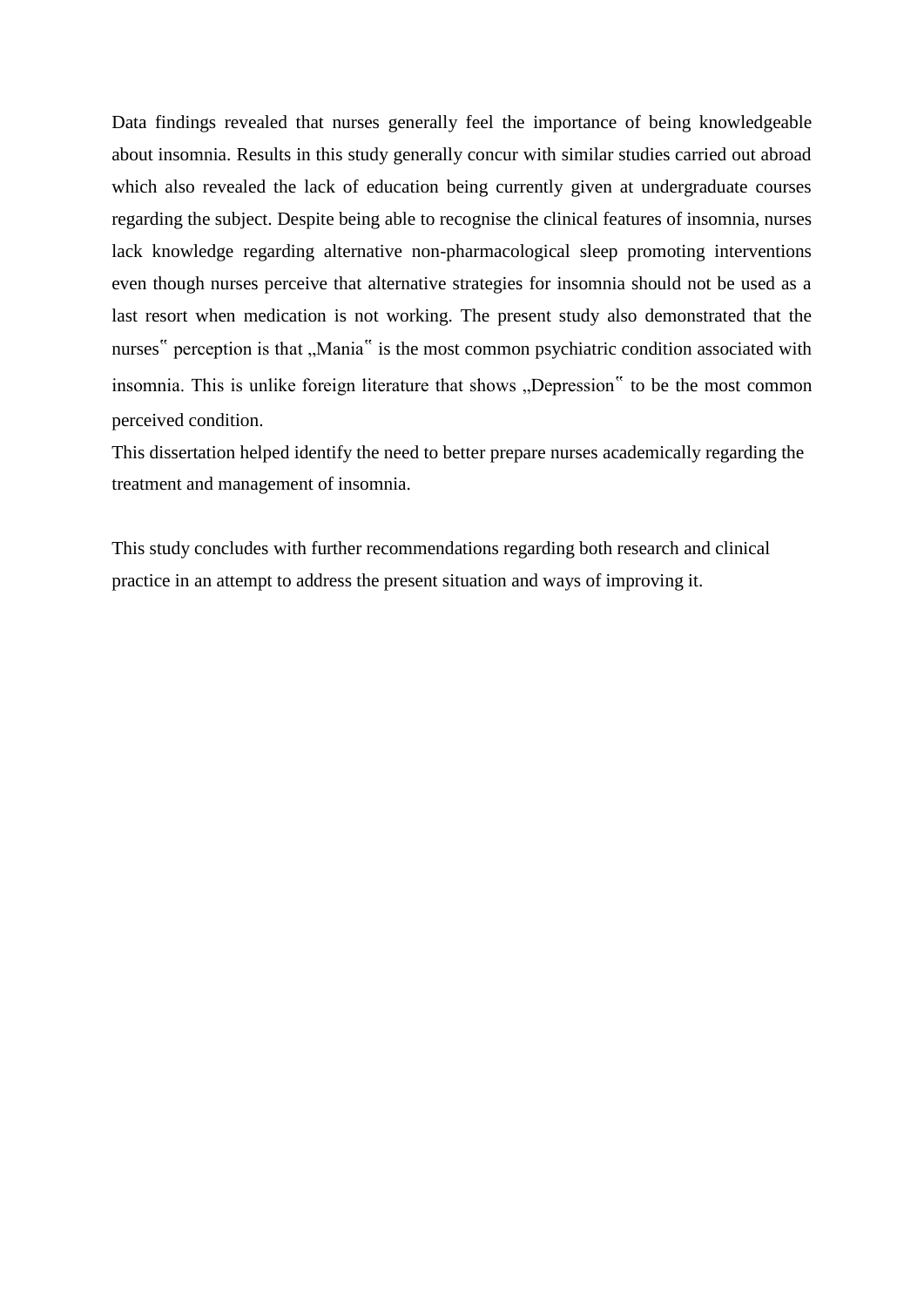Data findings revealed that nurses generally feel the importance of being knowledgeable about insomnia. Results in this study generally concur with similar studies carried out abroad which also revealed the lack of education being currently given at undergraduate courses regarding the subject. Despite being able to recognise the clinical features of insomnia, nurses lack knowledge regarding alternative non-pharmacological sleep promoting interventions even though nurses perceive that alternative strategies for insomnia should not be used as a last resort when medication is not working. The present study also demonstrated that the nurses‟ perception is that „Mania‟ is the most common psychiatric condition associated with insomnia. This is unlike foreign literature that shows „Depression‟ to be the most common perceived condition.

This dissertation helped identify the need to better prepare nurses academically regarding the treatment and management of insomnia.

This study concludes with further recommendations regarding both research and clinical practice in an attempt to address the present situation and ways of improving it.